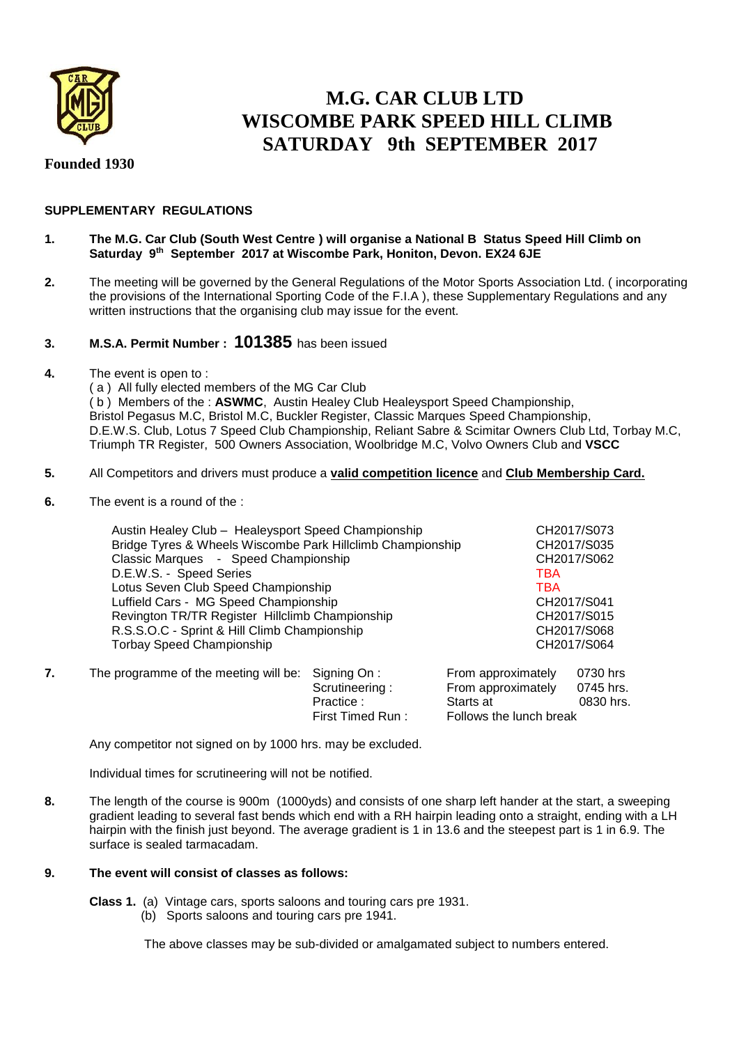# M.G. CAR CLUB LTD
# WISCOMBE PARK SPEED HILL CLIMB
# SATURDAY 9th SEPTEMBER 2017

**Founded 1930**

## SUPPLEMENTARY REGULATIONS

1. **The M.G. Car Club (South West Centre ) will organise a National B Status Speed Hill Climb on Saturday 9th September 2017 at Wiscombe Park, Honiton, Devon. EX24 6JE**

2. The meeting will be governed by the General Regulations of the Motor Sports Association Ltd. ( incorporating the provisions of the International Sporting Code of the F.I.A ), these Supplementary Regulations and any written instructions that the organising club may issue for the event.

3. **M.S.A. Permit Number : 101385** has been issued

4. The event is open to :
   ( a ) All fully elected members of the MG Car Club
   ( b ) Members of the : **ASWMC**, Austin Healey Club Healeysport Speed Championship, Bristol Pegasus M.C, Bristol M.C, Buckler Register, Classic Marques Speed Championship, D.E.W.S. Club, Lotus 7 Speed Club Championship, Reliant Sabre & Scimitar Owners Club Ltd, Torbay M.C, Triumph TR Register, 500 Owners Association, Woolbridge M.C, Volvo Owners Club and **VSCC**

5. All Competitors and drivers must produce a **valid competition licence** and **Club Membership Card.**

6. The event is a round of the :

| | |
|---|---|
| Austin Healey Club – Healeysport Speed Championship | CH2017/S073 |
| Bridge Tyres & Wheels Wiscombe Park Hillclimb Championship | CH2017/S035 |
| Classic Marques - Speed Championship | CH2017/S062 |
| D.E.W.S. - Speed Series | TBA |
| Lotus Seven Club Speed Championship | TBA |
| Luffield Cars - MG Speed Championship | CH2017/S041 |
| Revington TR/TR Register Hillclimb Championship | CH2017/S015 |
| R.S.S.O.C - Sprint & Hill Climb Championship | CH2017/S068 |
| Torbay Speed Championship | CH2017/S064 |

7. The programme of the meeting will be:

| | | |
|---|---|---|
| Signing On : | From approximately | 0730 hrs |
| Scrutineering : | From approximately | 0745 hrs. |
| Practice : | Starts at | 0830 hrs. |
| First Timed Run : | Follows the lunch break | |

   Any competitor not signed on by 1000 hrs. may be excluded.

   Individual times for scrutineering will not be notified.

8. The length of the course is 900m (1000yds) and consists of one sharp left hander at the start, a sweeping gradient leading to several fast bends which end with a RH hairpin leading onto a straight, ending with a LH hairpin with the finish just beyond. The average gradient is 1 in 13.6 and the steepest part is 1 in 6.9. The surface is sealed tarmacadam.

9. **The event will consist of classes as follows:**

   **Class 1.** (a) Vintage cars, sports saloons and touring cars pre 1931.
   (b) Sports saloons and touring cars pre 1941.

   The above classes may be sub-divided or amalgamated subject to numbers entered.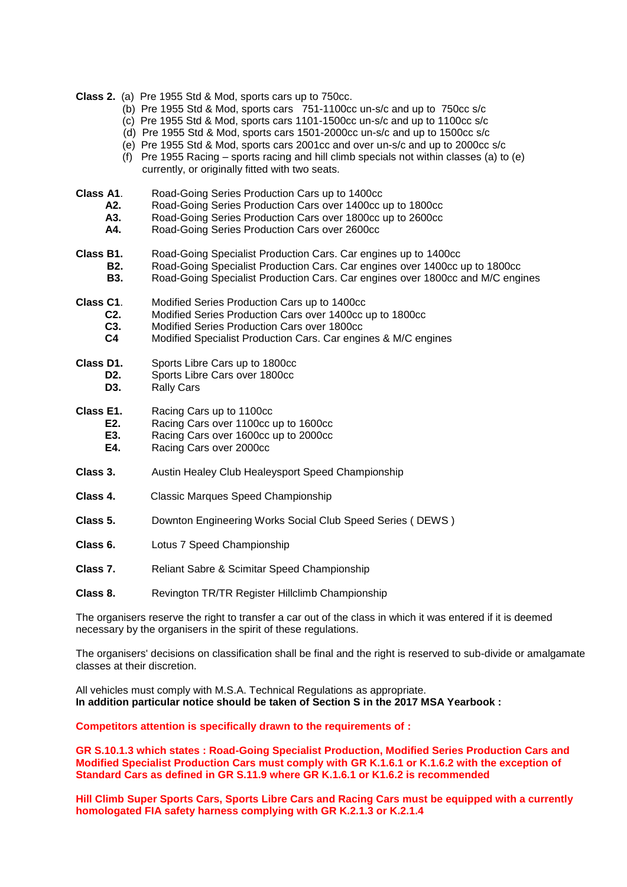**Class 2.** (a) Pre 1955 Std & Mod, sports cars up to 750cc.
(b) Pre 1955 Std & Mod, sports cars 751-1100cc un-s/c and up to 750cc s/c
(c) Pre 1955 Std & Mod, sports cars 1101-1500cc un-s/c and up to 1100cc s/c
(d) Pre 1955 Std & Mod, sports cars 1501-2000cc un-s/c and up to 1500cc s/c
(e) Pre 1955 Std & Mod, sports cars 2001cc and over un-s/c and up to 2000cc s/c
(f) Pre 1955 Racing – sports racing and hill climb specials not within classes (a) to (e) currently, or originally fitted with two seats.

**Class A1**. Road-Going Series Production Cars up to 1400cc
**A2.** Road-Going Series Production Cars over 1400cc up to 1800cc
**A3.** Road-Going Series Production Cars over 1800cc up to 2600cc
**A4.** Road-Going Series Production Cars over 2600cc

**Class B1.** Road-Going Specialist Production Cars. Car engines up to 1400cc
**B2.** Road-Going Specialist Production Cars. Car engines over 1400cc up to 1800cc
**B3.** Road-Going Specialist Production Cars. Car engines over 1800cc and M/C engines

**Class C1**. Modified Series Production Cars up to 1400cc
**C2.** Modified Series Production Cars over 1400cc up to 1800cc
**C3.** Modified Series Production Cars over 1800cc
**C4** Modified Specialist Production Cars. Car engines & M/C engines

**Class D1.** Sports Libre Cars up to 1800cc
**D2.** Sports Libre Cars over 1800cc
**D3.** Rally Cars

**Class E1.** Racing Cars up to 1100cc
**E2.** Racing Cars over 1100cc up to 1600cc
**E3.** Racing Cars over 1600cc up to 2000cc
**E4.** Racing Cars over 2000cc

**Class 3.** Austin Healey Club Healeysport Speed Championship

**Class 4.** Classic Marques Speed Championship

**Class 5.** Downton Engineering Works Social Club Speed Series ( DEWS )

**Class 6.** Lotus 7 Speed Championship

**Class 7.** Reliant Sabre & Scimitar Speed Championship

**Class 8.** Revington TR/TR Register Hillclimb Championship

The organisers reserve the right to transfer a car out of the class in which it was entered if it is deemed necessary by the organisers in the spirit of these regulations.

The organisers' decisions on classification shall be final and the right is reserved to sub-divide or amalgamate classes at their discretion.

All vehicles must comply with M.S.A. Technical Regulations as appropriate.
**In addition particular notice should be taken of Section S in the 2017 MSA Yearbook :**

**Competitors attention is specifically drawn to the requirements of :**

**GR S.10.1.3 which states : Road-Going Specialist Production, Modified Series Production Cars and Modified Specialist Production Cars must comply with GR K.1.6.1 or K.1.6.2 with the exception of Standard Cars as defined in GR S.11.9 where GR K.1.6.1 or K1.6.2 is recommended**

**Hill Climb Super Sports Cars, Sports Libre Cars and Racing Cars must be equipped with a currently homologated FIA safety harness complying with GR K.2.1.3 or K.2.1.4**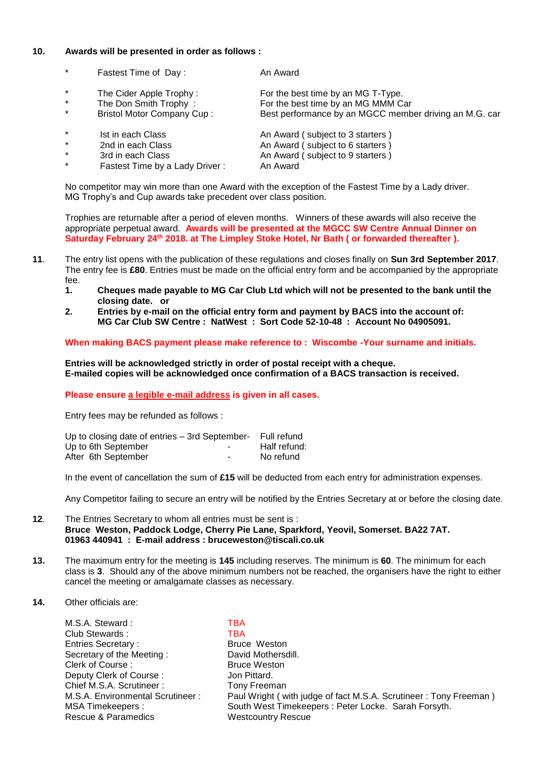**10. Awards will be presented in order as follows :**

| | | |
|---|---|---|
| * | Fastest Time of Day : | An Award |
| * | The Cider Apple Trophy : | For the best time by an MG T-Type. |
| * | The Don Smith Trophy : | For the best time by an MG MMM Car |
| * | Bristol Motor Company Cup : | Best performance by an MGCC member driving an M.G. car |
| * | Ist in each Class | An Award ( subject to 3 starters ) |
| * | 2nd in each Class | An Award ( subject to 6 starters ) |
| * | 3rd in each Class | An Award ( subject to 9 starters ) |
| * | Fastest Time by a Lady Driver : | An Award |

No competitor may win more than one Award with the exception of the Fastest Time by a Lady driver. MG Trophy's and Cup awards take precedent over class position.

Trophies are returnable after a period of eleven months. Winners of these awards will also receive the appropriate perpetual award. **Awards will be presented at the MGCC SW Centre Annual Dinner on Saturday February 24th 2018. at The Limpley Stoke Hotel, Nr Bath ( or forwarded thereafter ).**

**11**. The entry list opens with the publication of these regulations and closes finally on **Sun 3rd September 2017**. The entry fee is **£80**. Entries must be made on the official entry form and be accompanied by the appropriate fee.

1. **Cheques made payable to MG Car Club Ltd which will not be presented to the bank until the closing date. or**
2. **Entries by e-mail on the official entry form and payment by BACS into the account of: MG Car Club SW Centre : NatWest : Sort Code 52-10-48 : Account No 04905091.**

**When making BACS payment please make reference to : Wiscombe -Your surname and initials.**

**Entries will be acknowledged strictly in order of postal receipt with a cheque.**
**E-mailed copies will be acknowledged once confirmation of a BACS transaction is received.**

**Please ensure a legible e-mail address is given in all cases.**

Entry fees may be refunded as follows :

| | | |
|---|---|---|
| Up to closing date of entries – 3rd September- | | Full refund |
| Up to 6th September | - | Half refund: |
| After 6th September | - | No refund |

In the event of cancellation the sum of **£15** will be deducted from each entry for administration expenses.

Any Competitor failing to secure an entry will be notified by the Entries Secretary at or before the closing date.

**12**. The Entries Secretary to whom all entries must be sent is :
**Bruce Weston, Paddock Lodge, Cherry Pie Lane, Sparkford, Yeovil, Somerset. BA22 7AT.**
**01963 440941 : E-mail address : bruceweston@tiscali.co.uk**

**13.** The maximum entry for the meeting is **145** including reserves. The minimum is **60**. The minimum for each class is **3**. Should any of the above minimum numbers not be reached, the organisers have the right to either cancel the meeting or amalgamate classes as necessary.

**14.** Other officials are:

| | |
|---|---|
| M.S.A. Steward : | TBA |
| Club Stewards : | TBA |
| Entries Secretary : | Bruce Weston |
| Secretary of the Meeting : | David Mothersdill. |
| Clerk of Course : | Bruce Weston |
| Deputy Clerk of Course : | Jon Pittard. |
| Chief M.S.A. Scrutineer : | Tony Freeman |
| M.S.A. Environmental Scrutineer : | Paul Wright ( with judge of fact M.S.A. Scrutineer : Tony Freeman ) |
| MSA Timekeepers : | South West Timekeepers : Peter Locke. Sarah Forsyth. |
| Rescue & Paramedics | Westcountry Rescue |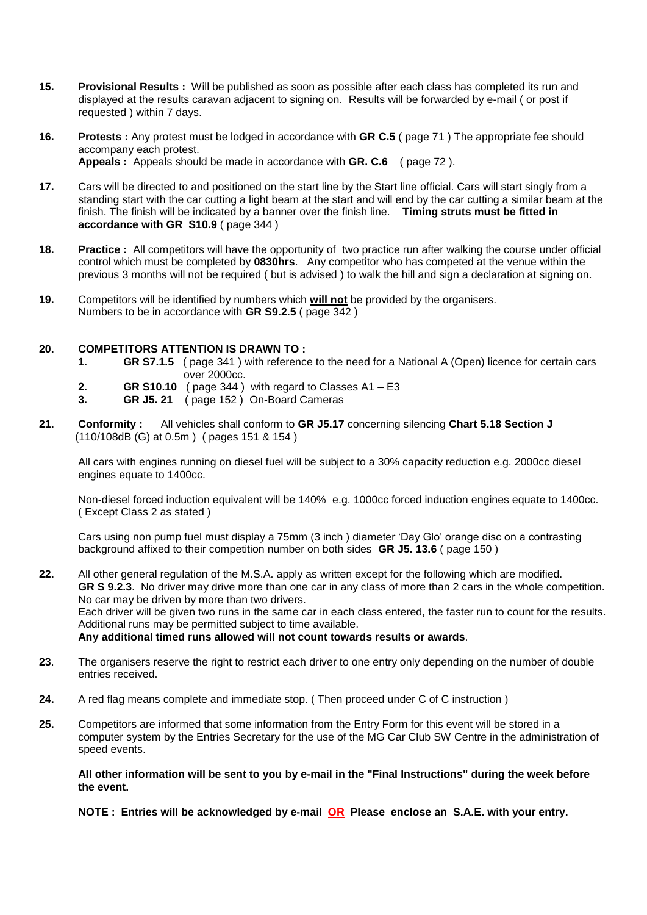**15.** **Provisional Results :** Will be published as soon as possible after each class has completed its run and displayed at the results caravan adjacent to signing on. Results will be forwarded by e-mail ( or post if requested ) within 7 days.

**16.** **Protests :** Any protest must be lodged in accordance with **GR C.5** ( page 71 ) The appropriate fee should accompany each protest.
**Appeals :** Appeals should be made in accordance with **GR. C.6** ( page 72 ).

**17.** Cars will be directed to and positioned on the start line by the Start line official. Cars will start singly from a standing start with the car cutting a light beam at the start and will end by the car cutting a similar beam at the finish. The finish will be indicated by a banner over the finish line. **Timing struts must be fitted in accordance with GR S10.9** ( page 344 )

**18.** **Practice :** All competitors will have the opportunity of two practice run after walking the course under official control which must be completed by **0830hrs**. Any competitor who has competed at the venue within the previous 3 months will not be required ( but is advised ) to walk the hill and sign a declaration at signing on.

**19.** Competitors will be identified by numbers which <u>**will not**</u> be provided by the organisers.
Numbers to be in accordance with **GR S9.2.5** ( page 342 )

**20.** **COMPETITORS ATTENTION IS DRAWN TO :**

1. **GR S7.1.5** ( page 341 ) with reference to the need for a National A (Open) licence for certain cars over 2000cc.
2. **GR S10.10** ( page 344 ) with regard to Classes A1 – E3
3. **GR J5. 21** ( page 152 ) On-Board Cameras

**21.** **Conformity :** All vehicles shall conform to **GR J5.17** concerning silencing **Chart 5.18 Section J** (110/108dB (G) at 0.5m ) ( pages 151 & 154 )

All cars with engines running on diesel fuel will be subject to a 30% capacity reduction e.g. 2000cc diesel engines equate to 1400cc.

Non-diesel forced induction equivalent will be 140% e.g. 1000cc forced induction engines equate to 1400cc. ( Except Class 2 as stated )

Cars using non pump fuel must display a 75mm (3 inch ) diameter 'Day Glo' orange disc on a contrasting background affixed to their competition number on both sides **GR J5. 13.6** ( page 150 )

**22.** All other general regulation of the M.S.A. apply as written except for the following which are modified.
**GR S 9.2.3**. No driver may drive more than one car in any class of more than 2 cars in the whole competition. No car may be driven by more than two drivers.
Each driver will be given two runs in the same car in each class entered, the faster run to count for the results. Additional runs may be permitted subject to time available.
**Any additional timed runs allowed will not count towards results or awards**.

**23**. The organisers reserve the right to restrict each driver to one entry only depending on the number of double entries received.

**24.** A red flag means complete and immediate stop. ( Then proceed under C of C instruction )

**25.** Competitors are informed that some information from the Entry Form for this event will be stored in a computer system by the Entries Secretary for the use of the MG Car Club SW Centre in the administration of speed events.

**All other information will be sent to you by e-mail in the "Final Instructions" during the week before the event.**

**NOTE : Entries will be acknowledged by e-mail <u>OR</u> Please enclose an S.A.E. with your entry.**